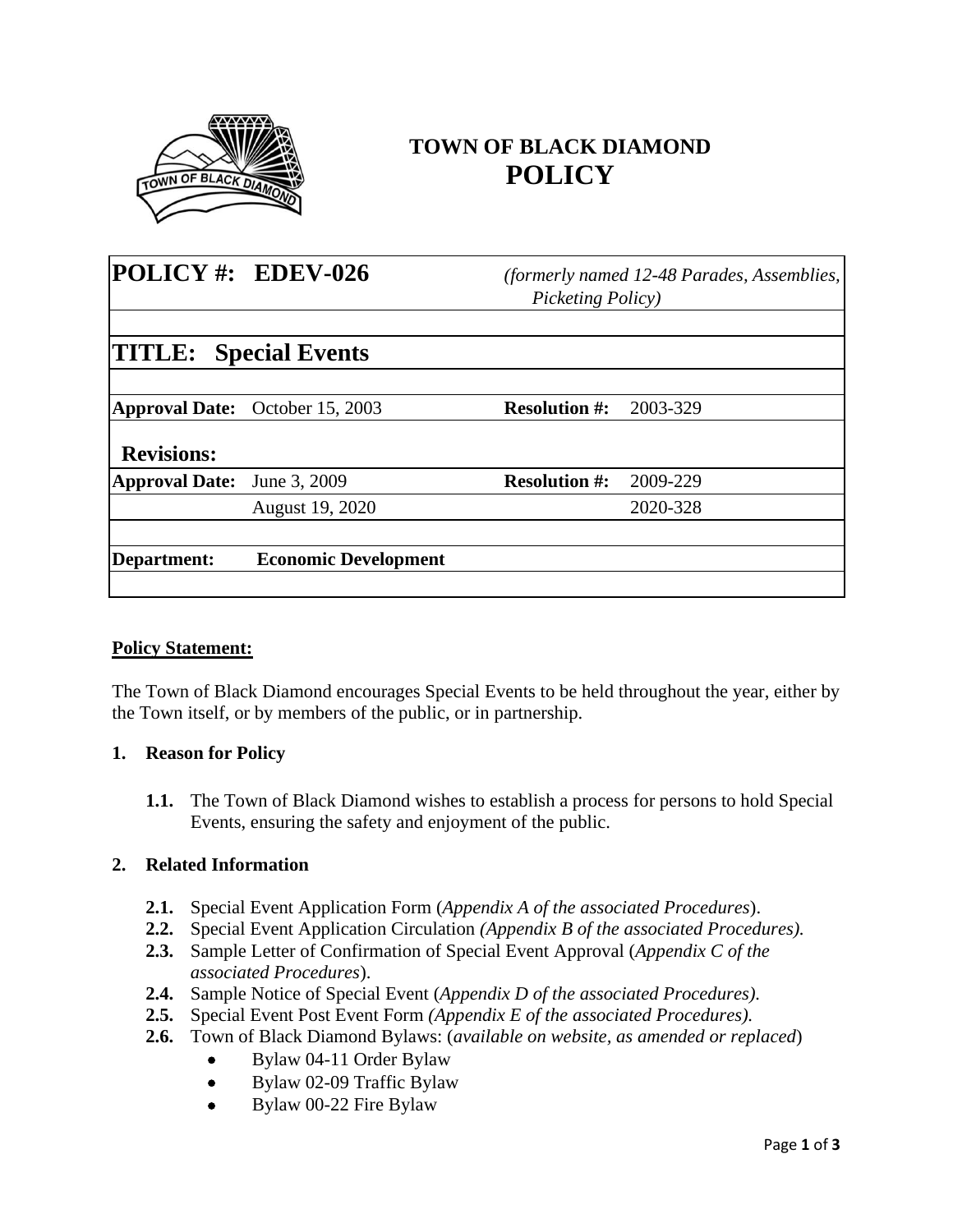# TOWN OF BLACK DIAMOND
# POLICY

| **POLICY #: EDEV-026** | | *(formerly named 12-48 Parades, Assemblies, Picketing Policy)* | |
|---|---|---|---|
| **TITLE: Special Events** | | | |
| **Approval Date:** | October 15, 2003 | **Resolution #:** | 2003-329 |
| **Revisions:** | | | |
| **Approval Date:** | June 3, 2009 | **Resolution #:** | 2009-229 |
| | August 19, 2020 | | 2020-328 |
| **Department:** | **Economic Development** | | |

**Policy Statement:**

The Town of Black Diamond encourages Special Events to be held throughout the year, either by the Town itself, or by members of the public, or in partnership.

**1. Reason for Policy**

**1.1.** The Town of Black Diamond wishes to establish a process for persons to hold Special Events, ensuring the safety and enjoyment of the public.

**2. Related Information**

**2.1.** Special Event Application Form (*Appendix A of the associated Procedures*).
**2.2.** Special Event Application Circulation *(Appendix B of the associated Procedures).*
**2.3.** Sample Letter of Confirmation of Special Event Approval (*Appendix C of the associated Procedures*).
**2.4.** Sample Notice of Special Event (*Appendix D of the associated Procedures).*
**2.5.** Special Event Post Event Form *(Appendix E of the associated Procedures).*
**2.6.** Town of Black Diamond Bylaws: (*available on website, as amended or replaced*)

- Bylaw 04-11 Order Bylaw
- Bylaw 02-09 Traffic Bylaw
- Bylaw 00-22 Fire Bylaw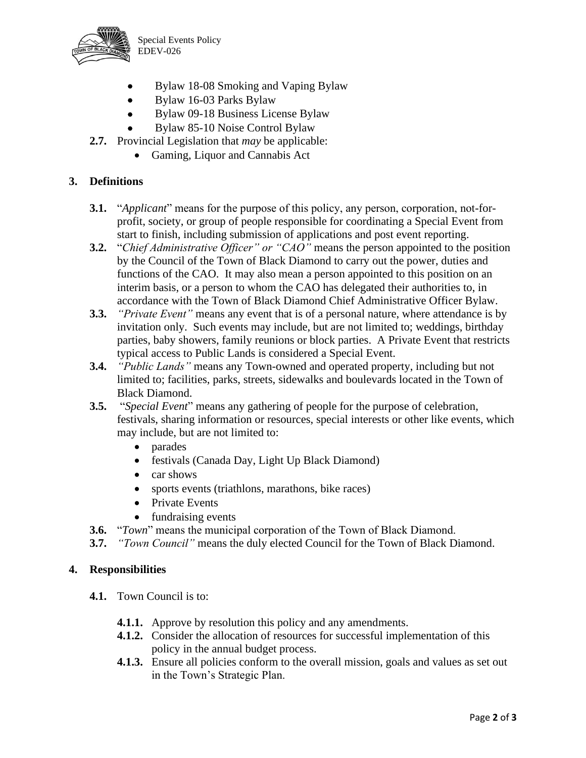- Bylaw 18-08 Smoking and Vaping Bylaw
- Bylaw 16-03 Parks Bylaw
- Bylaw 09-18 Business License Bylaw
- Bylaw 85-10 Noise Control Bylaw

**2.7.** Provincial Legislation that *may* be applicable:

- Gaming, Liquor and Cannabis Act

## 3. Definitions

**3.1.** "*Applicant*" means for the purpose of this policy, any person, corporation, not-for-profit, society, or group of people responsible for coordinating a Special Event from start to finish, including submission of applications and post event reporting.

**3.2.** "*Chief Administrative Officer" or "CAO"* means the person appointed to the position by the Council of the Town of Black Diamond to carry out the power, duties and functions of the CAO. It may also mean a person appointed to this position on an interim basis, or a person to whom the CAO has delegated their authorities to, in accordance with the Town of Black Diamond Chief Administrative Officer Bylaw.

**3.3.** *"Private Event"* means any event that is of a personal nature, where attendance is by invitation only. Such events may include, but are not limited to; weddings, birthday parties, baby showers, family reunions or block parties. A Private Event that restricts typical access to Public Lands is considered a Special Event.

**3.4.** *"Public Lands"* means any Town-owned and operated property, including but not limited to; facilities, parks, streets, sidewalks and boulevards located in the Town of Black Diamond.

**3.5.** "*Special Event*" means any gathering of people for the purpose of celebration, festivals, sharing information or resources, special interests or other like events, which may include, but are not limited to:

- parades
- festivals (Canada Day, Light Up Black Diamond)
- car shows
- sports events (triathlons, marathons, bike races)
- Private Events
- fundraising events

**3.6.** "*Town*" means the municipal corporation of the Town of Black Diamond.

**3.7.** *"Town Council"* means the duly elected Council for the Town of Black Diamond.

## 4. Responsibilities

**4.1.** Town Council is to:

**4.1.1.** Approve by resolution this policy and any amendments.

**4.1.2.** Consider the allocation of resources for successful implementation of this policy in the annual budget process.

**4.1.3.** Ensure all policies conform to the overall mission, goals and values as set out in the Town's Strategic Plan.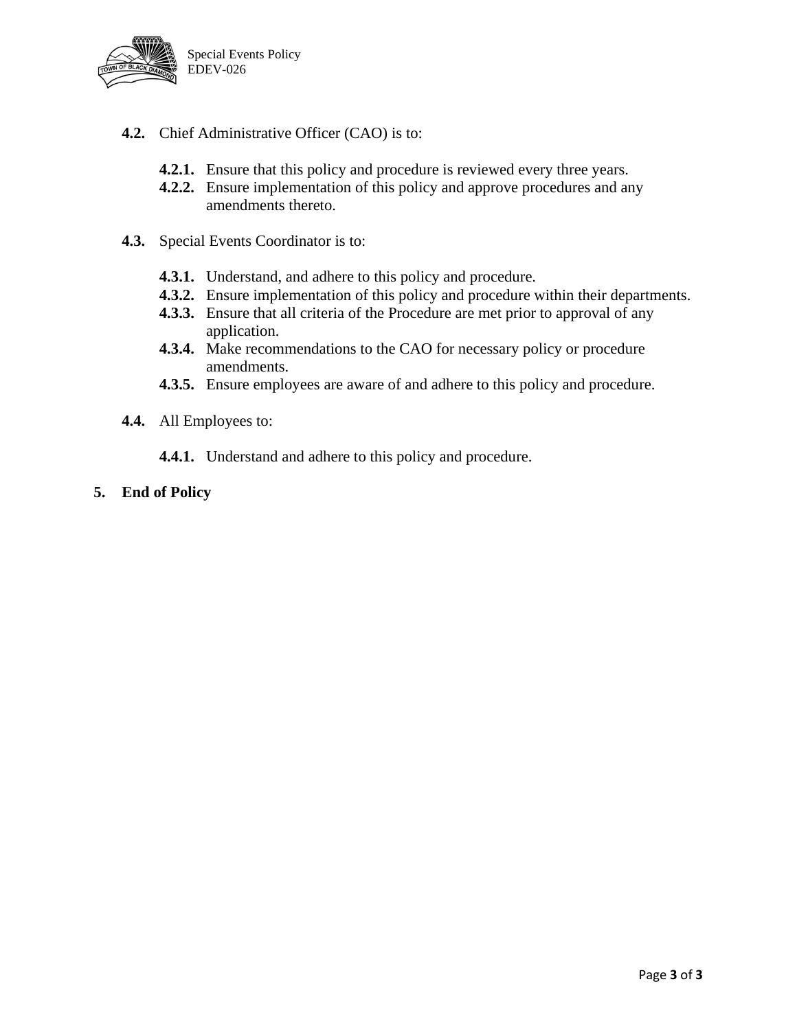**4.2.** Chief Administrative Officer (CAO) is to:

- **4.2.1.** Ensure that this policy and procedure is reviewed every three years.
- **4.2.2.** Ensure implementation of this policy and approve procedures and any amendments thereto.

**4.3.** Special Events Coordinator is to:

- **4.3.1.** Understand, and adhere to this policy and procedure.
- **4.3.2.** Ensure implementation of this policy and procedure within their departments.
- **4.3.3.** Ensure that all criteria of the Procedure are met prior to approval of any application.
- **4.3.4.** Make recommendations to the CAO for necessary policy or procedure amendments.
- **4.3.5.** Ensure employees are aware of and adhere to this policy and procedure.

**4.4.** All Employees to:

- **4.4.1.** Understand and adhere to this policy and procedure.

## 5. End of Policy